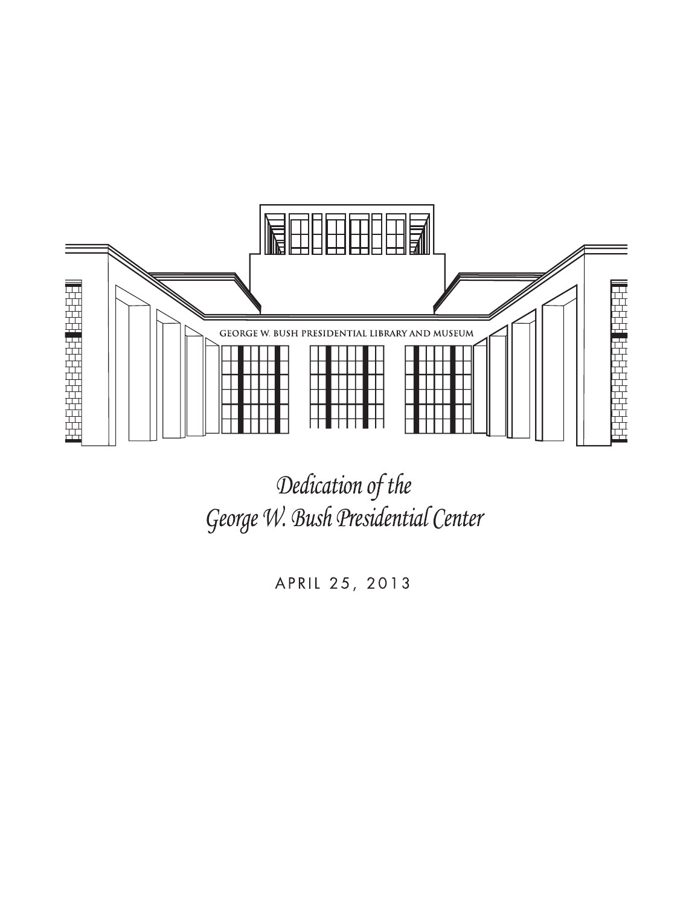GEORGE W. BUSH PRESIDENTIAL LIBRARY AND MUSEUM

# *Dedication of the George W. Bush Presidential Center*

APRIL 25, 2013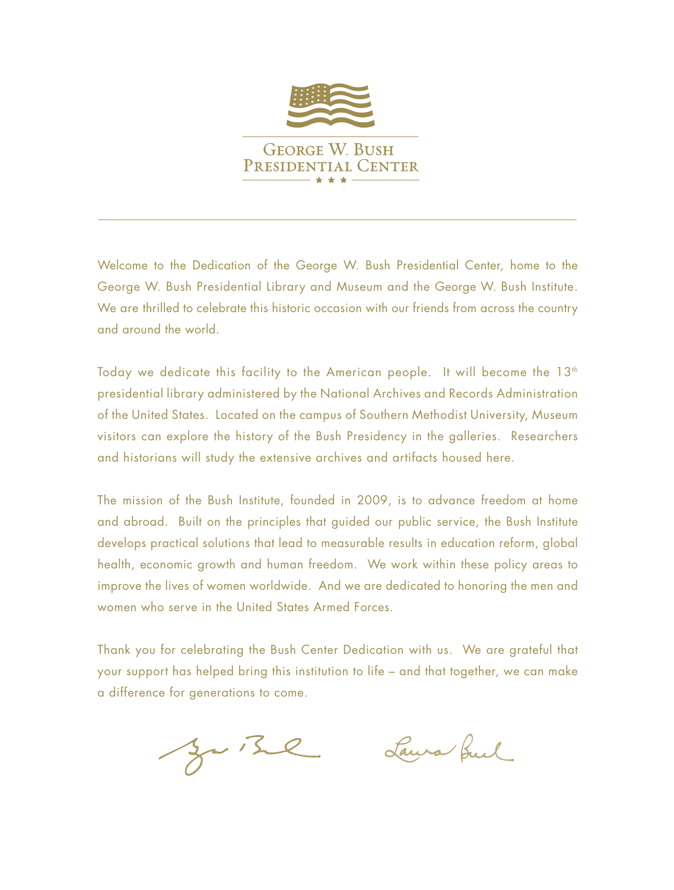# George W. Bush Presidential Center

Welcome to the Dedication of the George W. Bush Presidential Center, home to the George W. Bush Presidential Library and Museum and the George W. Bush Institute. We are thrilled to celebrate this historic occasion with our friends from across the country and around the world.

Today we dedicate this facility to the American people. It will become the 13th presidential library administered by the National Archives and Records Administration of the United States. Located on the campus of Southern Methodist University, Museum visitors can explore the history of the Bush Presidency in the galleries. Researchers and historians will study the extensive archives and artifacts housed here.

The mission of the Bush Institute, founded in 2009, is to advance freedom at home and abroad. Built on the principles that guided our public service, the Bush Institute develops practical solutions that lead to measurable results in education reform, global health, economic growth and human freedom. We work within these policy areas to improve the lives of women worldwide. And we are dedicated to honoring the men and women who serve in the United States Armed Forces.

Thank you for celebrating the Bush Center Dedication with us. We are grateful that your support has helped bring this institution to life – and that together, we can make a difference for generations to come.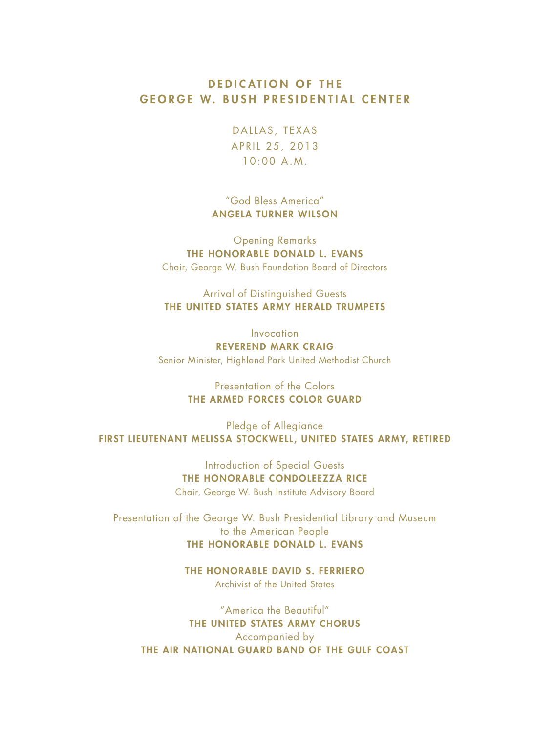# DEDICATION OF THE GEORGE W. BUSH PRESIDENTIAL CENTER

DALLAS, TEXAS
APRIL 25, 2013
10:00 A.M.

"God Bless America"
**ANGELA TURNER WILSON**

Opening Remarks
**THE HONORABLE DONALD L. EVANS**
Chair, George W. Bush Foundation Board of Directors

Arrival of Distinguished Guests
**THE UNITED STATES ARMY HERALD TRUMPETS**

Invocation
**REVEREND MARK CRAIG**
Senior Minister, Highland Park United Methodist Church

Presentation of the Colors
**THE ARMED FORCES COLOR GUARD**

Pledge of Allegiance
**FIRST LIEUTENANT MELISSA STOCKWELL, UNITED STATES ARMY, RETIRED**

Introduction of Special Guests
**THE HONORABLE CONDOLEEZZA RICE**
Chair, George W. Bush Institute Advisory Board

Presentation of the George W. Bush Presidential Library and Museum to the American People
**THE HONORABLE DONALD L. EVANS**

**THE HONORABLE DAVID S. FERRIERO**
Archivist of the United States

"America the Beautiful"
**THE UNITED STATES ARMY CHORUS**
Accompanied by
**THE AIR NATIONAL GUARD BAND OF THE GULF COAST**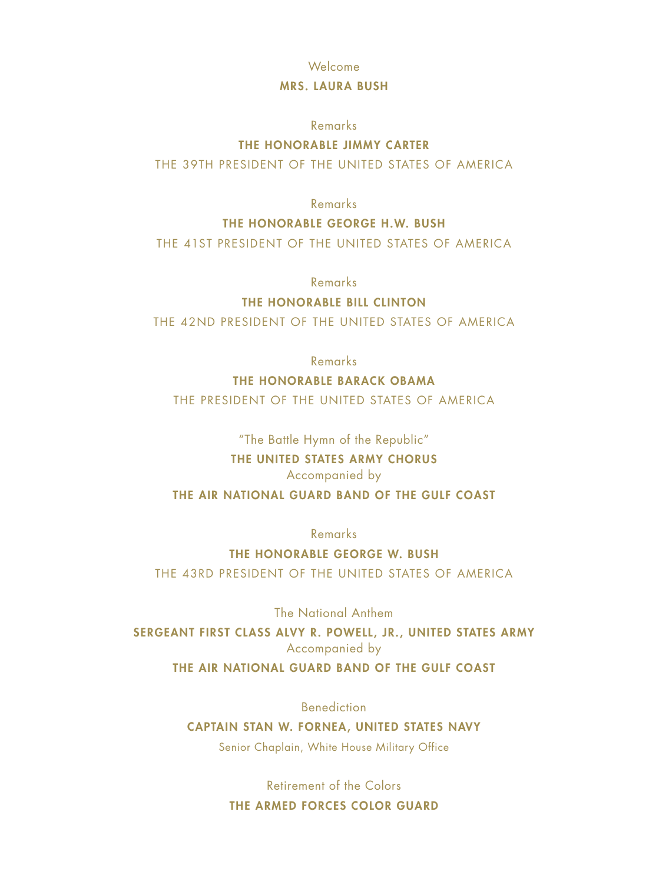Welcome

**MRS. LAURA BUSH**

Remarks

**THE HONORABLE JIMMY CARTER**

THE 39TH PRESIDENT OF THE UNITED STATES OF AMERICA

Remarks

**THE HONORABLE GEORGE H.W. BUSH**

THE 41ST PRESIDENT OF THE UNITED STATES OF AMERICA

Remarks

**THE HONORABLE BILL CLINTON**

THE 42ND PRESIDENT OF THE UNITED STATES OF AMERICA

Remarks

**THE HONORABLE BARACK OBAMA**

THE PRESIDENT OF THE UNITED STATES OF AMERICA

"The Battle Hymn of the Republic"

**THE UNITED STATES ARMY CHORUS**

Accompanied by

**THE AIR NATIONAL GUARD BAND OF THE GULF COAST**

Remarks

**THE HONORABLE GEORGE W. BUSH**

THE 43RD PRESIDENT OF THE UNITED STATES OF AMERICA

The National Anthem

**SERGEANT FIRST CLASS ALVY R. POWELL, JR., UNITED STATES ARMY**

Accompanied by

**THE AIR NATIONAL GUARD BAND OF THE GULF COAST**

Benediction

**CAPTAIN STAN W. FORNEA, UNITED STATES NAVY**

Senior Chaplain, White House Military Office

Retirement of the Colors

**THE ARMED FORCES COLOR GUARD**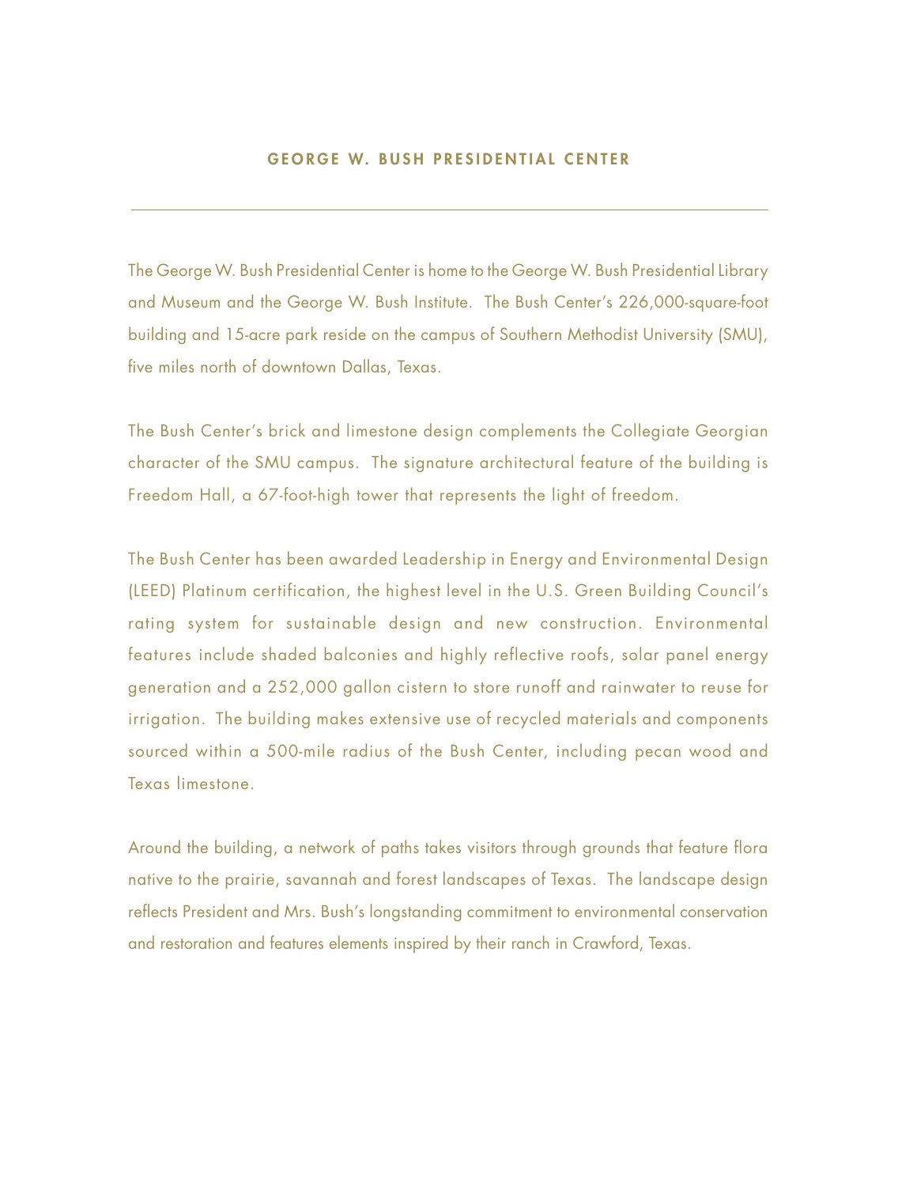## GEORGE W. BUSH PRESIDENTIAL CENTER

The George W. Bush Presidential Center is home to the George W. Bush Presidential Library and Museum and the George W. Bush Institute. The Bush Center's 226,000-square-foot building and 15-acre park reside on the campus of Southern Methodist University (SMU), five miles north of downtown Dallas, Texas.

The Bush Center's brick and limestone design complements the Collegiate Georgian character of the SMU campus. The signature architectural feature of the building is Freedom Hall, a 67-foot-high tower that represents the light of freedom.

The Bush Center has been awarded Leadership in Energy and Environmental Design (LEED) Platinum certification, the highest level in the U.S. Green Building Council's rating system for sustainable design and new construction. Environmental features include shaded balconies and highly reflective roofs, solar panel energy generation and a 252,000 gallon cistern to store runoff and rainwater to reuse for irrigation. The building makes extensive use of recycled materials and components sourced within a 500-mile radius of the Bush Center, including pecan wood and Texas limestone.

Around the building, a network of paths takes visitors through grounds that feature flora native to the prairie, savannah and forest landscapes of Texas. The landscape design reflects President and Mrs. Bush's longstanding commitment to environmental conservation and restoration and features elements inspired by their ranch in Crawford, Texas.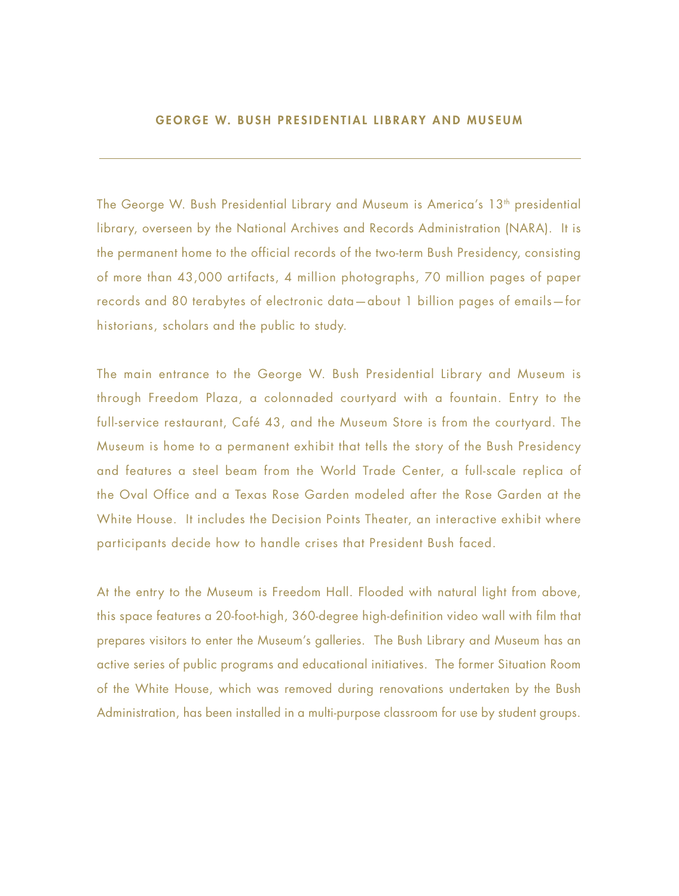## GEORGE W. BUSH PRESIDENTIAL LIBRARY AND MUSEUM

---

The George W. Bush Presidential Library and Museum is America's 13th presidential library, overseen by the National Archives and Records Administration (NARA). It is the permanent home to the official records of the two-term Bush Presidency, consisting of more than 43,000 artifacts, 4 million photographs, 70 million pages of paper records and 80 terabytes of electronic data—about 1 billion pages of emails—for historians, scholars and the public to study.

The main entrance to the George W. Bush Presidential Library and Museum is through Freedom Plaza, a colonnaded courtyard with a fountain. Entry to the full-service restaurant, Café 43, and the Museum Store is from the courtyard. The Museum is home to a permanent exhibit that tells the story of the Bush Presidency and features a steel beam from the World Trade Center, a full-scale replica of the Oval Office and a Texas Rose Garden modeled after the Rose Garden at the White House. It includes the Decision Points Theater, an interactive exhibit where participants decide how to handle crises that President Bush faced.

At the entry to the Museum is Freedom Hall. Flooded with natural light from above, this space features a 20-foot-high, 360-degree high-definition video wall with film that prepares visitors to enter the Museum's galleries. The Bush Library and Museum has an active series of public programs and educational initiatives. The former Situation Room of the White House, which was removed during renovations undertaken by the Bush Administration, has been installed in a multi-purpose classroom for use by student groups.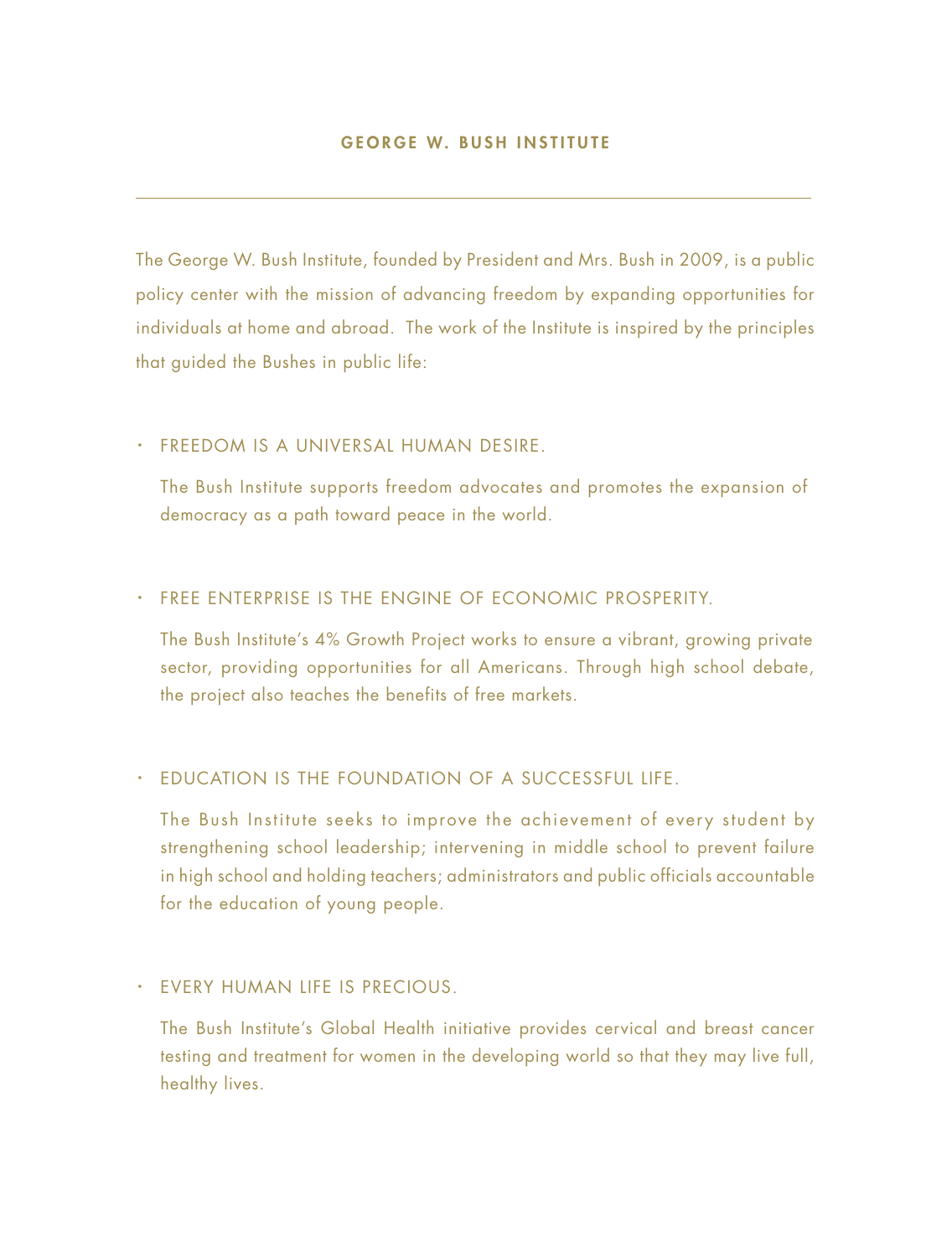## GEORGE W. BUSH INSTITUTE

The George W. Bush Institute, founded by President and Mrs. Bush in 2009, is a public policy center with the mission of advancing freedom by expanding opportunities for individuals at home and abroad. The work of the Institute is inspired by the principles that guided the Bushes in public life:

- FREEDOM IS A UNIVERSAL HUMAN DESIRE.

  The Bush Institute supports freedom advocates and promotes the expansion of democracy as a path toward peace in the world.

- FREE ENTERPRISE IS THE ENGINE OF ECONOMIC PROSPERITY.

  The Bush Institute's 4% Growth Project works to ensure a vibrant, growing private sector, providing opportunities for all Americans. Through high school debate, the project also teaches the benefits of free markets.

- EDUCATION IS THE FOUNDATION OF A SUCCESSFUL LIFE.

  The Bush Institute seeks to improve the achievement of every student by strengthening school leadership; intervening in middle school to prevent failure in high school and holding teachers; administrators and public officials accountable for the education of young people.

- EVERY HUMAN LIFE IS PRECIOUS.

  The Bush Institute's Global Health initiative provides cervical and breast cancer testing and treatment for women in the developing world so that they may live full, healthy lives.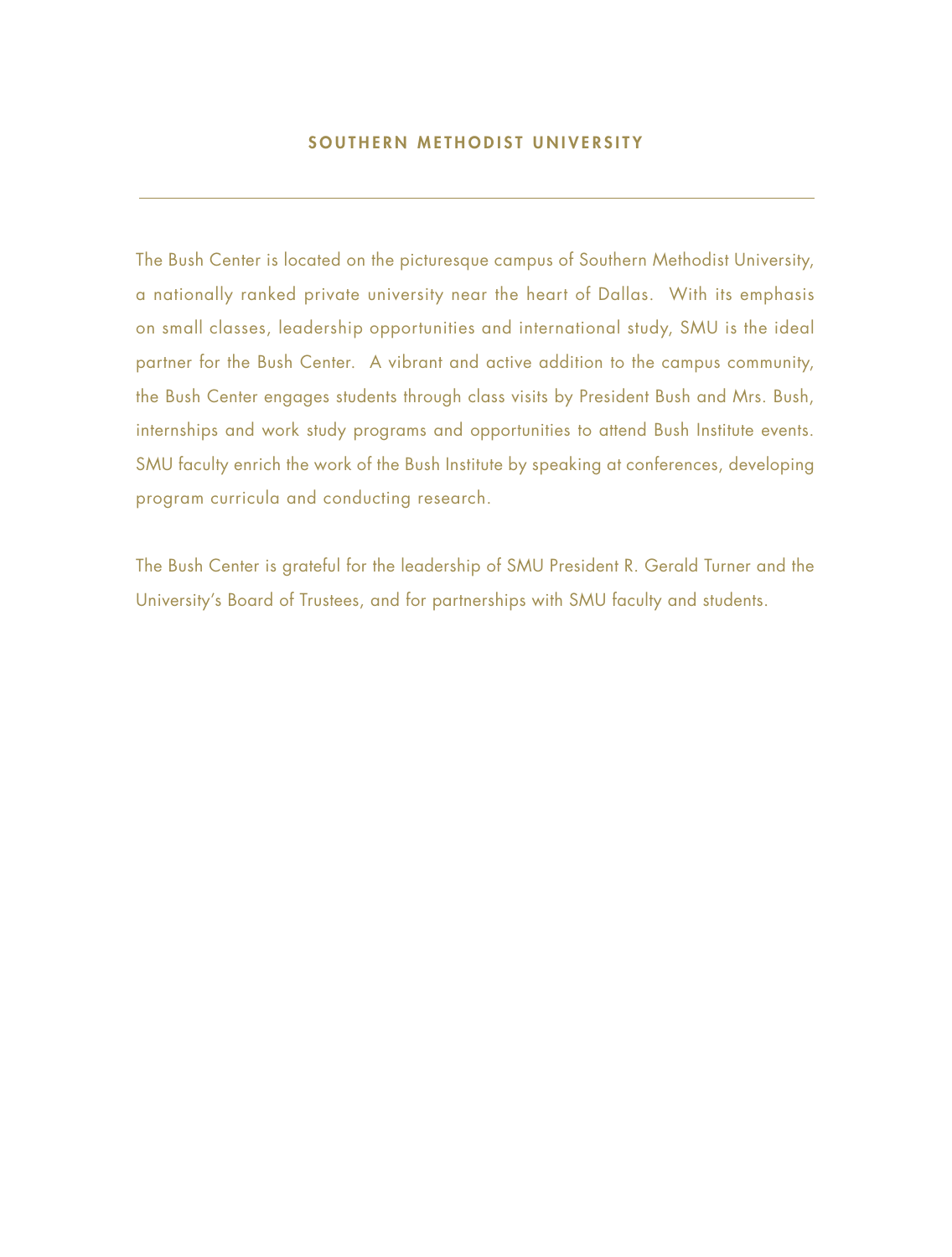## SOUTHERN METHODIST UNIVERSITY

---

The Bush Center is located on the picturesque campus of Southern Methodist University, a nationally ranked private university near the heart of Dallas. With its emphasis on small classes, leadership opportunities and international study, SMU is the ideal partner for the Bush Center. A vibrant and active addition to the campus community, the Bush Center engages students through class visits by President Bush and Mrs. Bush, internships and work study programs and opportunities to attend Bush Institute events. SMU faculty enrich the work of the Bush Institute by speaking at conferences, developing program curricula and conducting research.

The Bush Center is grateful for the leadership of SMU President R. Gerald Turner and the University's Board of Trustees, and for partnerships with SMU faculty and students.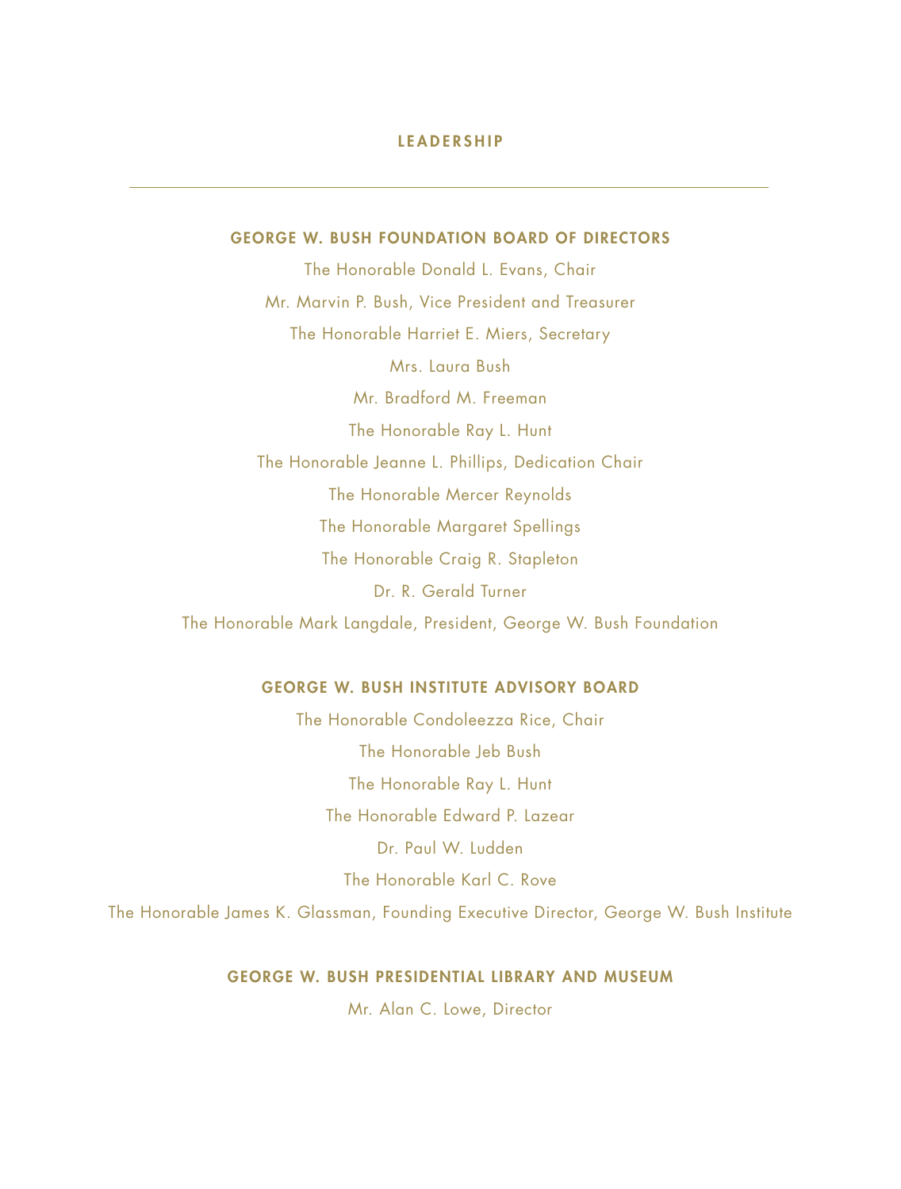# LEADERSHIP

---

## GEORGE W. BUSH FOUNDATION BOARD OF DIRECTORS

The Honorable Donald L. Evans, Chair

Mr. Marvin P. Bush, Vice President and Treasurer

The Honorable Harriet E. Miers, Secretary

Mrs. Laura Bush

Mr. Bradford M. Freeman

The Honorable Ray L. Hunt

The Honorable Jeanne L. Phillips, Dedication Chair

The Honorable Mercer Reynolds

The Honorable Margaret Spellings

The Honorable Craig R. Stapleton

Dr. R. Gerald Turner

The Honorable Mark Langdale, President, George W. Bush Foundation

## GEORGE W. BUSH INSTITUTE ADVISORY BOARD

The Honorable Condoleezza Rice, Chair

The Honorable Jeb Bush

The Honorable Ray L. Hunt

The Honorable Edward P. Lazear

Dr. Paul W. Ludden

The Honorable Karl C. Rove

The Honorable James K. Glassman, Founding Executive Director, George W. Bush Institute

## GEORGE W. BUSH PRESIDENTIAL LIBRARY AND MUSEUM

Mr. Alan C. Lowe, Director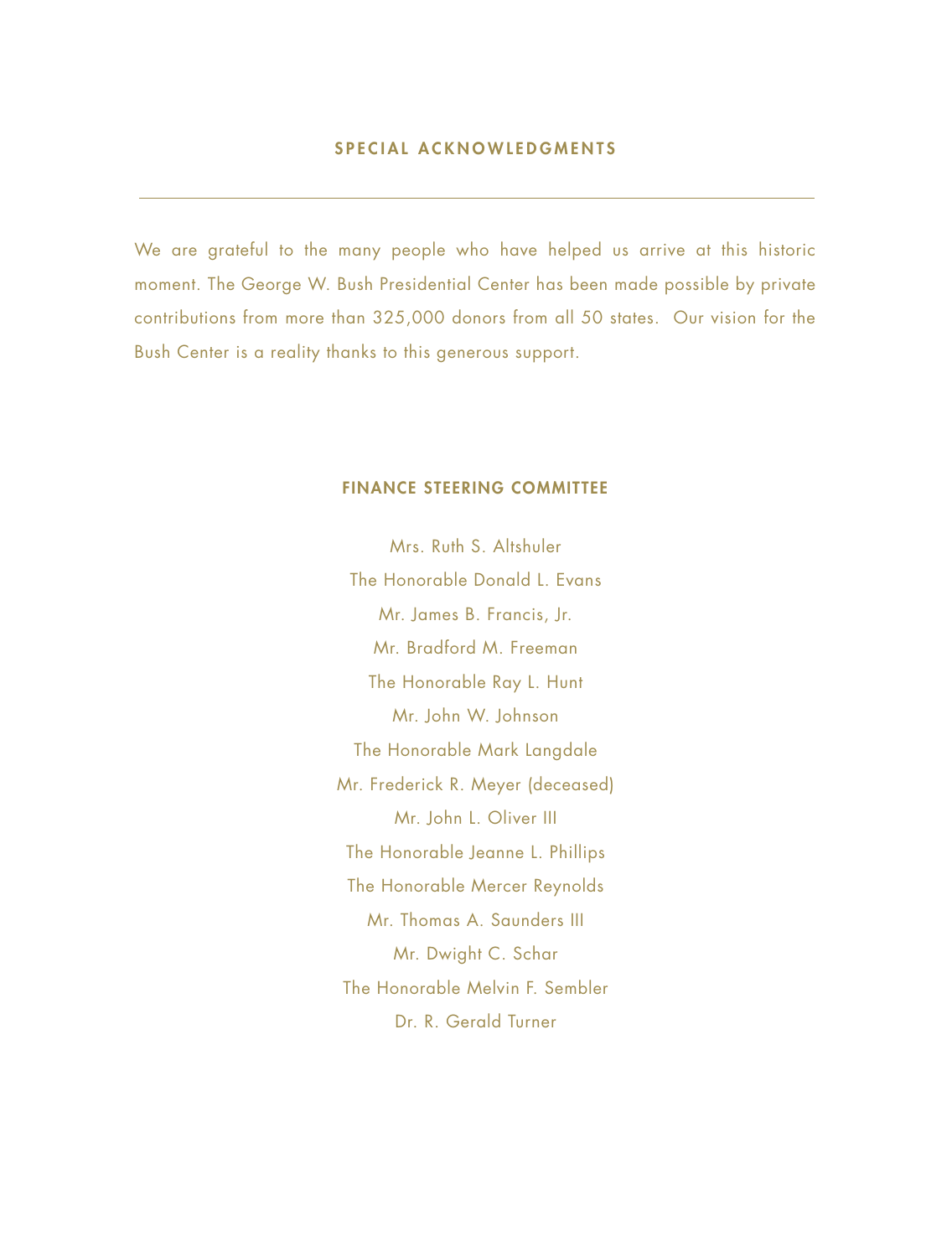## SPECIAL ACKNOWLEDGMENTS

---

We are grateful to the many people who have helped us arrive at this historic moment. The George W. Bush Presidential Center has been made possible by private contributions from more than 325,000 donors from all 50 states. Our vision for the Bush Center is a reality thanks to this generous support.

### FINANCE STEERING COMMITTEE

Mrs. Ruth S. Altshuler
The Honorable Donald L. Evans
Mr. James B. Francis, Jr.
Mr. Bradford M. Freeman
The Honorable Ray L. Hunt
Mr. John W. Johnson
The Honorable Mark Langdale
Mr. Frederick R. Meyer (deceased)
Mr. John L. Oliver III
The Honorable Jeanne L. Phillips
The Honorable Mercer Reynolds
Mr. Thomas A. Saunders III
Mr. Dwight C. Schar
The Honorable Melvin F. Sembler
Dr. R. Gerald Turner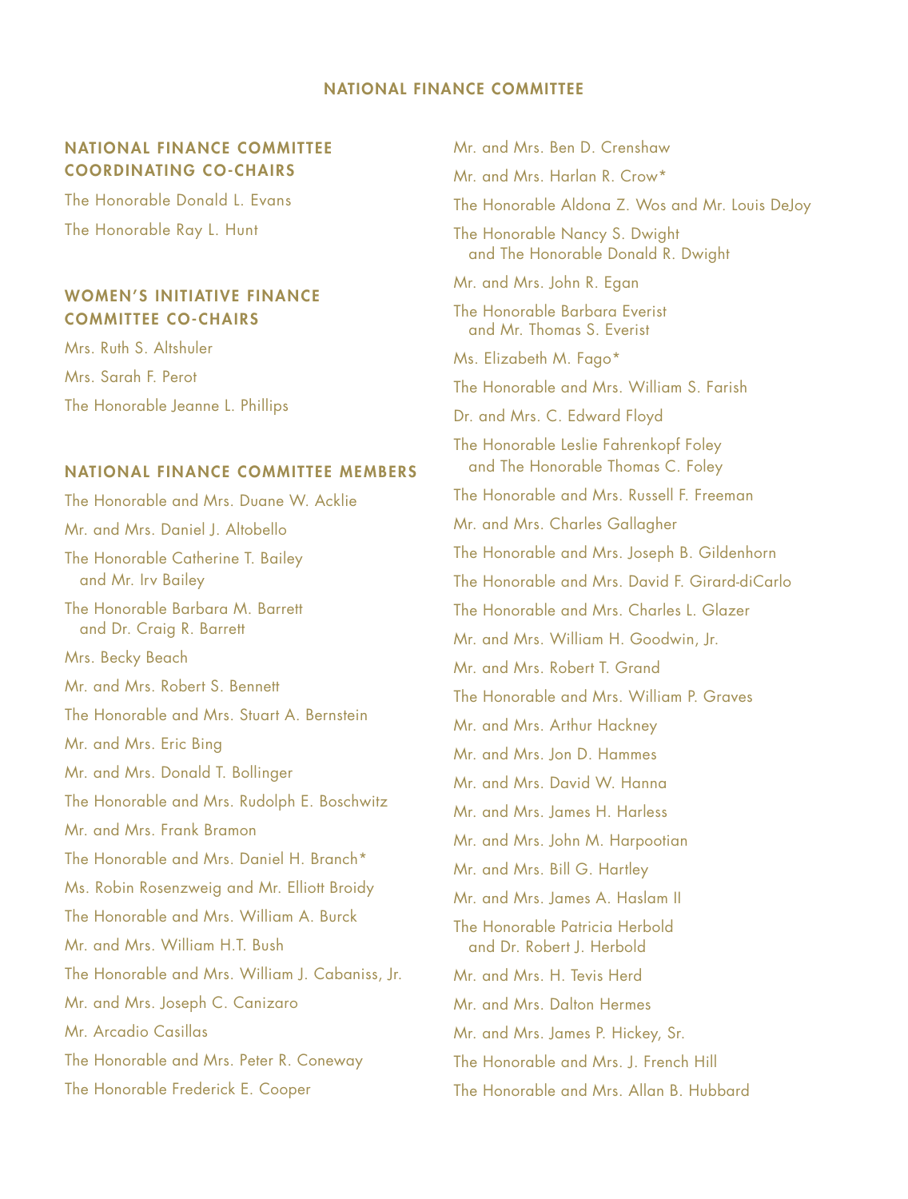# NATIONAL FINANCE COMMITTEE

## NATIONAL FINANCE COMMITTEE COORDINATING CO-CHAIRS

The Honorable Donald L. Evans

The Honorable Ray L. Hunt

## WOMEN'S INITIATIVE FINANCE COMMITTEE CO-CHAIRS

Mrs. Ruth S. Altshuler

Mrs. Sarah F. Perot

The Honorable Jeanne L. Phillips

## NATIONAL FINANCE COMMITTEE MEMBERS

The Honorable and Mrs. Duane W. Acklie

Mr. and Mrs. Daniel J. Altobello

The Honorable Catherine T. Bailey and Mr. Irv Bailey

The Honorable Barbara M. Barrett and Dr. Craig R. Barrett

Mrs. Becky Beach

Mr. and Mrs. Robert S. Bennett

The Honorable and Mrs. Stuart A. Bernstein

Mr. and Mrs. Eric Bing

Mr. and Mrs. Donald T. Bollinger

The Honorable and Mrs. Rudolph E. Boschwitz

Mr. and Mrs. Frank Bramon

The Honorable and Mrs. Daniel H. Branch*

Ms. Robin Rosenzweig and Mr. Elliott Broidy

The Honorable and Mrs. William A. Burck

Mr. and Mrs. William H.T. Bush

The Honorable and Mrs. William J. Cabaniss, Jr.

Mr. and Mrs. Joseph C. Canizaro

Mr. Arcadio Casillas

The Honorable and Mrs. Peter R. Coneway

The Honorable Frederick E. Cooper

Mr. and Mrs. Ben D. Crenshaw

Mr. and Mrs. Harlan R. Crow*

The Honorable Aldona Z. Wos and Mr. Louis DeJoy

The Honorable Nancy S. Dwight and The Honorable Donald R. Dwight

Mr. and Mrs. John R. Egan

The Honorable Barbara Everist and Mr. Thomas S. Everist

Ms. Elizabeth M. Fago*

The Honorable and Mrs. William S. Farish

Dr. and Mrs. C. Edward Floyd

The Honorable Leslie Fahrenkopf Foley and The Honorable Thomas C. Foley

The Honorable and Mrs. Russell F. Freeman

Mr. and Mrs. Charles Gallagher

The Honorable and Mrs. Joseph B. Gildenhorn

The Honorable and Mrs. David F. Girard-diCarlo

The Honorable and Mrs. Charles L. Glazer

Mr. and Mrs. William H. Goodwin, Jr.

Mr. and Mrs. Robert T. Grand

The Honorable and Mrs. William P. Graves

Mr. and Mrs. Arthur Hackney

Mr. and Mrs. Jon D. Hammes

Mr. and Mrs. David W. Hanna

Mr. and Mrs. James H. Harless

Mr. and Mrs. John M. Harpootian

Mr. and Mrs. Bill G. Hartley

Mr. and Mrs. James A. Haslam II

The Honorable Patricia Herbold and Dr. Robert J. Herbold

Mr. and Mrs. H. Tevis Herd

Mr. and Mrs. Dalton Hermes

Mr. and Mrs. James P. Hickey, Sr.

The Honorable and Mrs. J. French Hill

The Honorable and Mrs. Allan B. Hubbard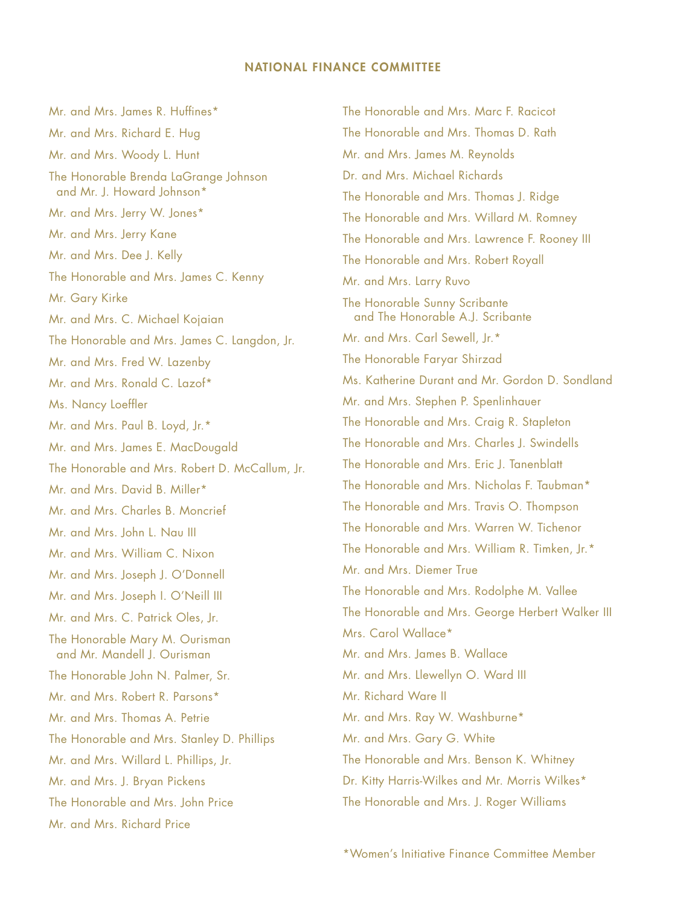## NATIONAL FINANCE COMMITTEE

Mr. and Mrs. James R. Huffines*

Mr. and Mrs. Richard E. Hug

Mr. and Mrs. Woody L. Hunt

The Honorable Brenda LaGrange Johnson and Mr. J. Howard Johnson*

Mr. and Mrs. Jerry W. Jones*

Mr. and Mrs. Jerry Kane

Mr. and Mrs. Dee J. Kelly

The Honorable and Mrs. James C. Kenny

Mr. Gary Kirke

Mr. and Mrs. C. Michael Kojaian

The Honorable and Mrs. James C. Langdon, Jr.

Mr. and Mrs. Fred W. Lazenby

Mr. and Mrs. Ronald C. Lazof*

Ms. Nancy Loeffler

Mr. and Mrs. Paul B. Loyd, Jr.*

Mr. and Mrs. James E. MacDougald

The Honorable and Mrs. Robert D. McCallum, Jr.

Mr. and Mrs. David B. Miller*

Mr. and Mrs. Charles B. Moncrief

Mr. and Mrs. John L. Nau III

Mr. and Mrs. William C. Nixon

Mr. and Mrs. Joseph J. O'Donnell

Mr. and Mrs. Joseph I. O'Neill III

Mr. and Mrs. C. Patrick Oles, Jr.

The Honorable Mary M. Ourisman and Mr. Mandell J. Ourisman

The Honorable John N. Palmer, Sr.

Mr. and Mrs. Robert R. Parsons*

Mr. and Mrs. Thomas A. Petrie

The Honorable and Mrs. Stanley D. Phillips

Mr. and Mrs. Willard L. Phillips, Jr.

Mr. and Mrs. J. Bryan Pickens

The Honorable and Mrs. John Price

Mr. and Mrs. Richard Price

The Honorable and Mrs. Marc F. Racicot

The Honorable and Mrs. Thomas D. Rath

Mr. and Mrs. James M. Reynolds

Dr. and Mrs. Michael Richards

The Honorable and Mrs. Thomas J. Ridge

The Honorable and Mrs. Willard M. Romney

The Honorable and Mrs. Lawrence F. Rooney III

The Honorable and Mrs. Robert Royall

Mr. and Mrs. Larry Ruvo

The Honorable Sunny Scribante and The Honorable A.J. Scribante

Mr. and Mrs. Carl Sewell, Jr.*

The Honorable Faryar Shirzad

Ms. Katherine Durant and Mr. Gordon D. Sondland

Mr. and Mrs. Stephen P. Spenlinhauer

The Honorable and Mrs. Craig R. Stapleton

The Honorable and Mrs. Charles J. Swindells

The Honorable and Mrs. Eric J. Tanenblatt

The Honorable and Mrs. Nicholas F. Taubman*

The Honorable and Mrs. Travis O. Thompson

The Honorable and Mrs. Warren W. Tichenor

The Honorable and Mrs. William R. Timken, Jr.*

Mr. and Mrs. Diemer True

The Honorable and Mrs. Rodolphe M. Vallee

The Honorable and Mrs. George Herbert Walker III

Mrs. Carol Wallace*

Mr. and Mrs. James B. Wallace

Mr. and Mrs. Llewellyn O. Ward III

Mr. Richard Ware II

Mr. and Mrs. Ray W. Washburne*

Mr. and Mrs. Gary G. White

The Honorable and Mrs. Benson K. Whitney

Dr. Kitty Harris-Wilkes and Mr. Morris Wilkes*

The Honorable and Mrs. J. Roger Williams

*Women's Initiative Finance Committee Member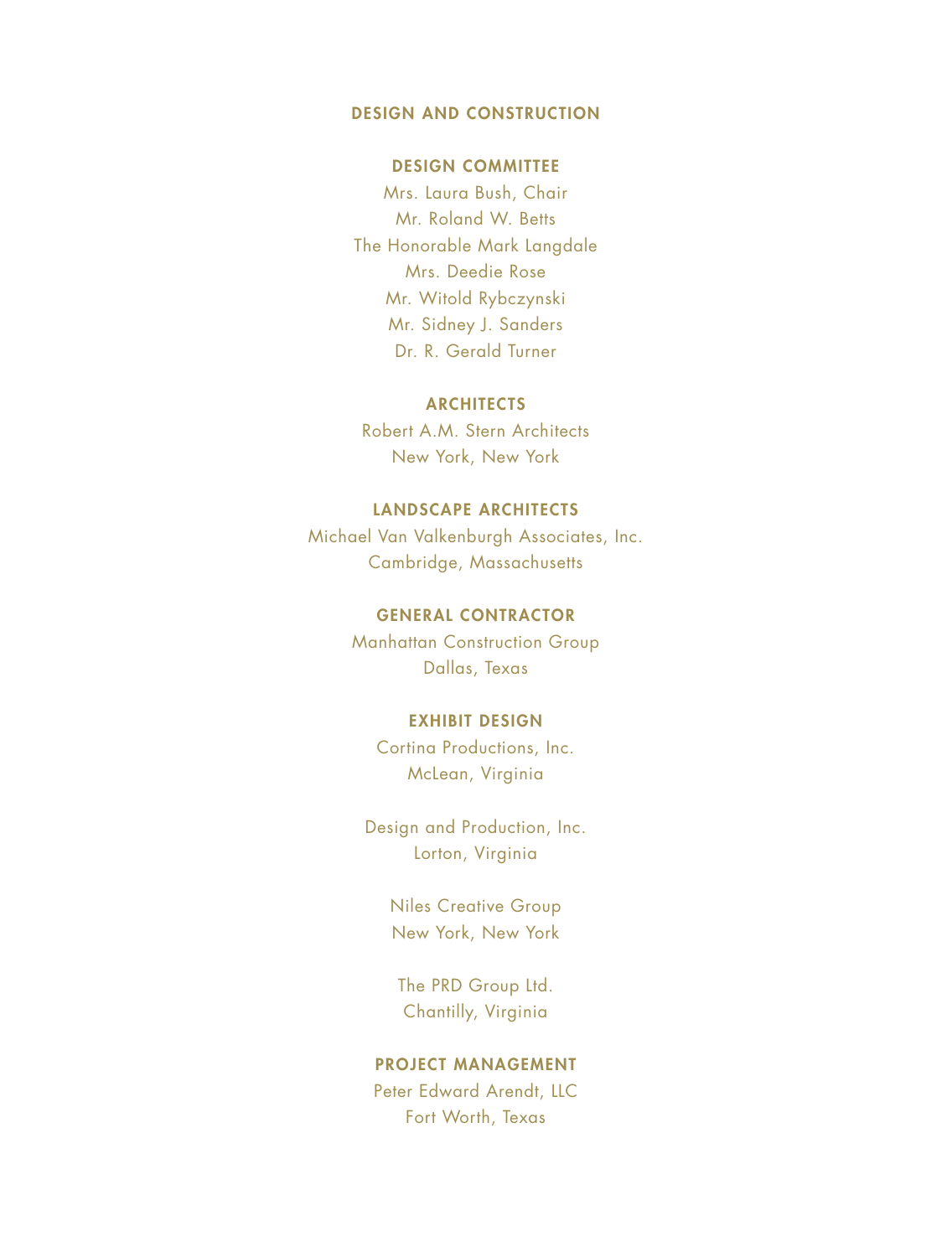## DESIGN AND CONSTRUCTION

### DESIGN COMMITTEE

Mrs. Laura Bush, Chair
Mr. Roland W. Betts
The Honorable Mark Langdale
Mrs. Deedie Rose
Mr. Witold Rybczynski
Mr. Sidney J. Sanders
Dr. R. Gerald Turner

### ARCHITECTS

Robert A.M. Stern Architects
New York, New York

### LANDSCAPE ARCHITECTS

Michael Van Valkenburgh Associates, Inc.
Cambridge, Massachusetts

### GENERAL CONTRACTOR

Manhattan Construction Group
Dallas, Texas

### EXHIBIT DESIGN

Cortina Productions, Inc.
McLean, Virginia

Design and Production, Inc.
Lorton, Virginia

Niles Creative Group
New York, New York

The PRD Group Ltd.
Chantilly, Virginia

### PROJECT MANAGEMENT

Peter Edward Arendt, LLC
Fort Worth, Texas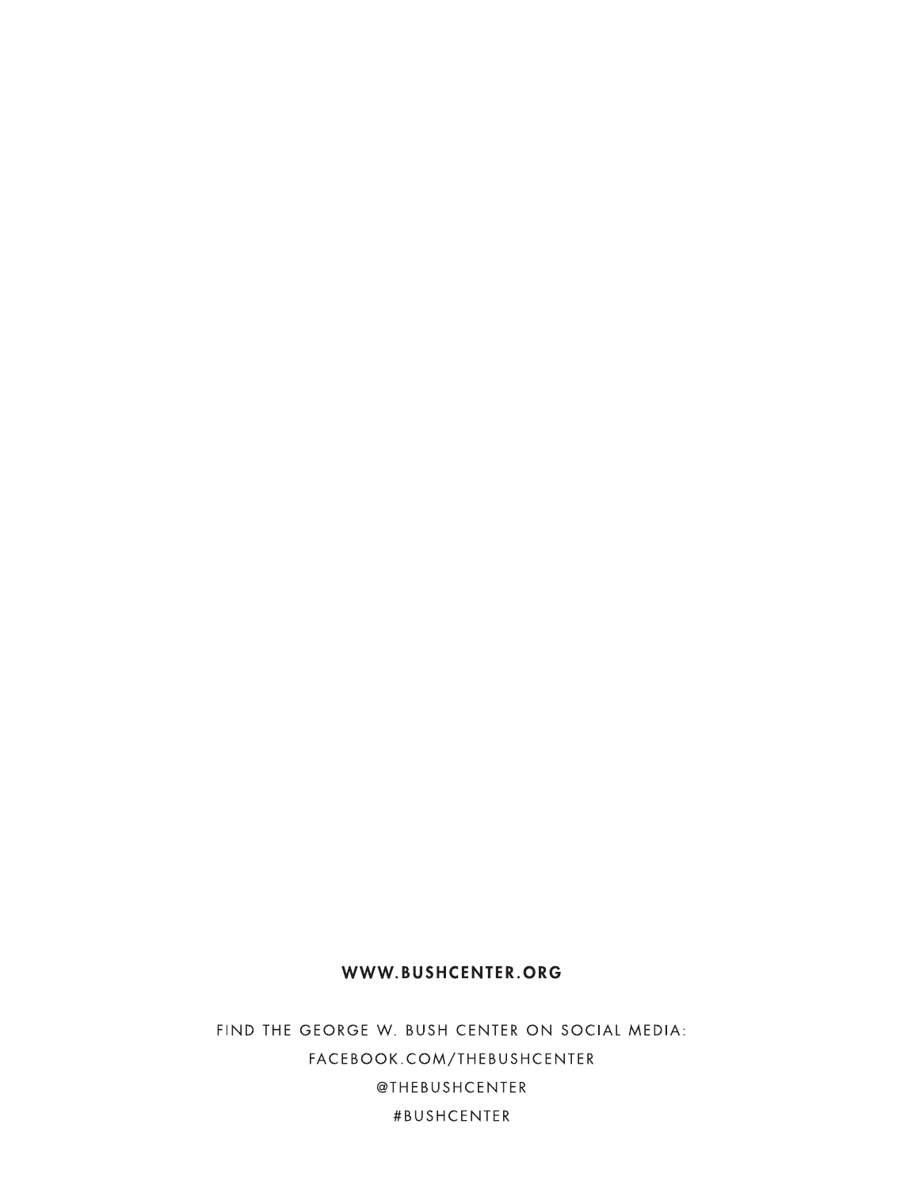**WWW.BUSHCENTER.ORG**

FIND THE GEORGE W. BUSH CENTER ON SOCIAL MEDIA:

FACEBOOK.COM/THEBUSHCENTER

@THEBUSHCENTER

#BUSHCENTER